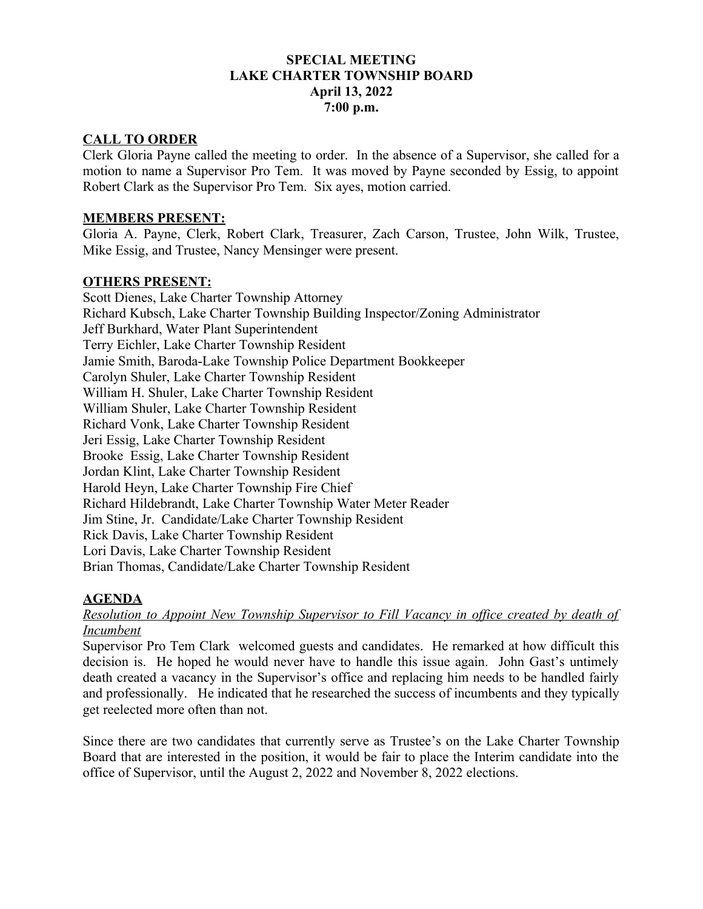# SPECIAL MEETING
# LAKE CHARTER TOWNSHIP BOARD
# April 13, 2022
# 7:00 p.m.

## CALL TO ORDER

Clerk Gloria Payne called the meeting to order. In the absence of a Supervisor, she called for a motion to name a Supervisor Pro Tem. It was moved by Payne seconded by Essig, to appoint Robert Clark as the Supervisor Pro Tem. Six ayes, motion carried.

## MEMBERS PRESENT:

Gloria A. Payne, Clerk, Robert Clark, Treasurer, Zach Carson, Trustee, John Wilk, Trustee, Mike Essig, and Trustee, Nancy Mensinger were present.

## OTHERS PRESENT:

Scott Dienes, Lake Charter Township Attorney
Richard Kubsch, Lake Charter Township Building Inspector/Zoning Administrator
Jeff Burkhard, Water Plant Superintendent
Terry Eichler, Lake Charter Township Resident
Jamie Smith, Baroda-Lake Township Police Department Bookkeeper
Carolyn Shuler, Lake Charter Township Resident
William H. Shuler, Lake Charter Township Resident
William Shuler, Lake Charter Township Resident
Richard Vonk, Lake Charter Township Resident
Jeri Essig, Lake Charter Township Resident
Brooke Essig, Lake Charter Township Resident
Jordan Klint, Lake Charter Township Resident
Harold Heyn, Lake Charter Township Fire Chief
Richard Hildebrandt, Lake Charter Township Water Meter Reader
Jim Stine, Jr. Candidate/Lake Charter Township Resident
Rick Davis, Lake Charter Township Resident
Lori Davis, Lake Charter Township Resident
Brian Thomas, Candidate/Lake Charter Township Resident

## AGENDA

*Resolution to Appoint New Township Supervisor to Fill Vacancy in office created by death of Incumbent*

Supervisor Pro Tem Clark welcomed guests and candidates. He remarked at how difficult this decision is. He hoped he would never have to handle this issue again. John Gast's untimely death created a vacancy in the Supervisor's office and replacing him needs to be handled fairly and professionally. He indicated that he researched the success of incumbents and they typically get reelected more often than not.

Since there are two candidates that currently serve as Trustee's on the Lake Charter Township Board that are interested in the position, it would be fair to place the Interim candidate into the office of Supervisor, until the August 2, 2022 and November 8, 2022 elections.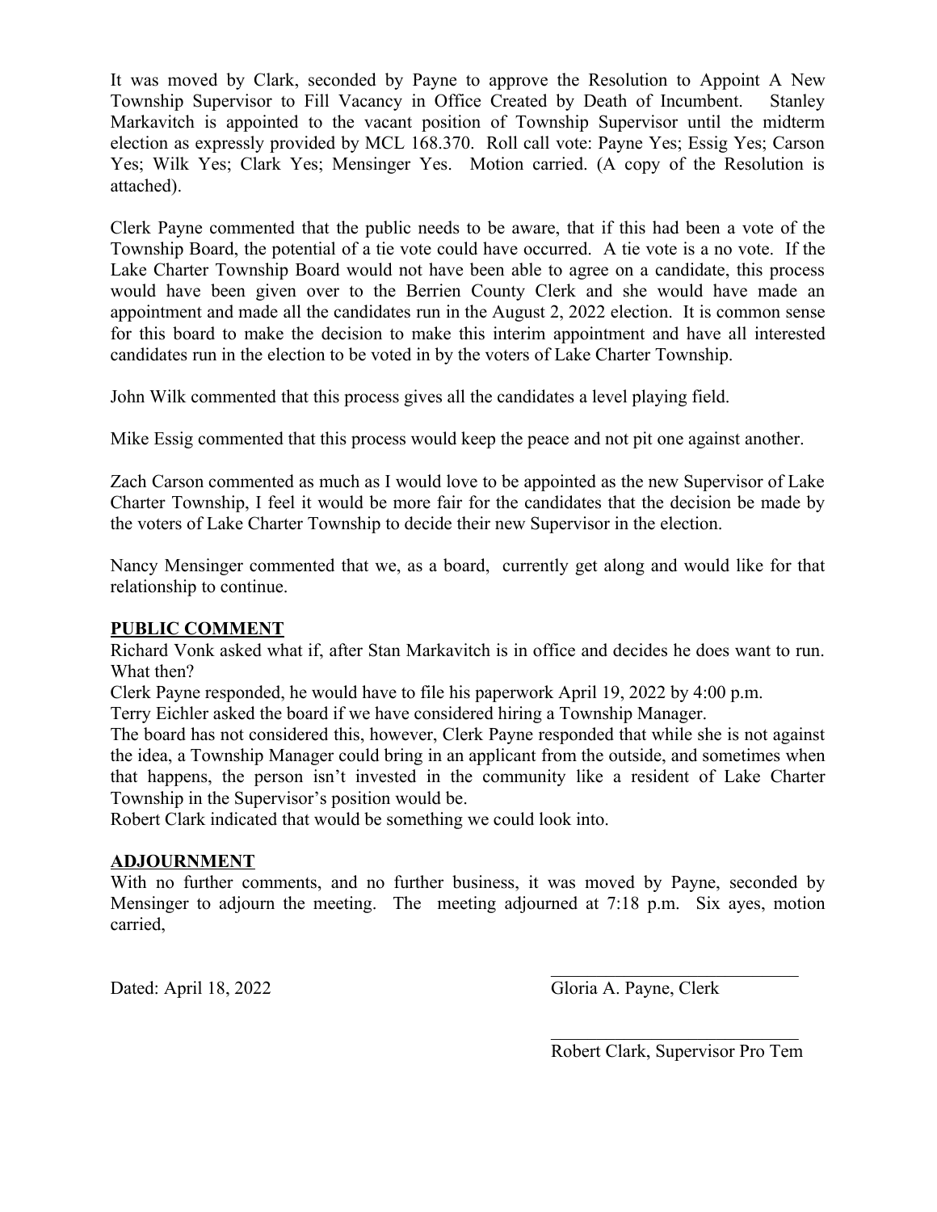It was moved by Clark, seconded by Payne to approve the Resolution to Appoint A New Township Supervisor to Fill Vacancy in Office Created by Death of Incumbent. Stanley Markavitch is appointed to the vacant position of Township Supervisor until the midterm election as expressly provided by MCL 168.370. Roll call vote: Payne Yes; Essig Yes; Carson Yes; Wilk Yes; Clark Yes; Mensinger Yes. Motion carried. (A copy of the Resolution is attached).

Clerk Payne commented that the public needs to be aware, that if this had been a vote of the Township Board, the potential of a tie vote could have occurred. A tie vote is a no vote. If the Lake Charter Township Board would not have been able to agree on a candidate, this process would have been given over to the Berrien County Clerk and she would have made an appointment and made all the candidates run in the August 2, 2022 election. It is common sense for this board to make the decision to make this interim appointment and have all interested candidates run in the election to be voted in by the voters of Lake Charter Township.

John Wilk commented that this process gives all the candidates a level playing field.

Mike Essig commented that this process would keep the peace and not pit one against another.

Zach Carson commented as much as I would love to be appointed as the new Supervisor of Lake Charter Township, I feel it would be more fair for the candidates that the decision be made by the voters of Lake Charter Township to decide their new Supervisor in the election.

Nancy Mensinger commented that we, as a board, currently get along and would like for that relationship to continue.

**PUBLIC COMMENT**

Richard Vonk asked what if, after Stan Markavitch is in office and decides he does want to run. What then?

Clerk Payne responded, he would have to file his paperwork April 19, 2022 by 4:00 p.m.

Terry Eichler asked the board if we have considered hiring a Township Manager.

The board has not considered this, however, Clerk Payne responded that while she is not against the idea, a Township Manager could bring in an applicant from the outside, and sometimes when that happens, the person isn't invested in the community like a resident of Lake Charter Township in the Supervisor's position would be.

Robert Clark indicated that would be something we could look into.

**ADJOURNMENT**

With no further comments, and no further business, it was moved by Payne, seconded by Mensinger to adjourn the meeting. The meeting adjourned at 7:18 p.m. Six ayes, motion carried,

Dated: April 18, 2022

\_\_\_\_\_\_\_\_\_\_\_\_\_\_\_\_\_\_\_\_\_\_\_\_\_\_\_\_
Gloria A. Payne, Clerk

\_\_\_\_\_\_\_\_\_\_\_\_\_\_\_\_\_\_\_\_\_\_\_\_\_\_\_\_
Robert Clark, Supervisor Pro Tem